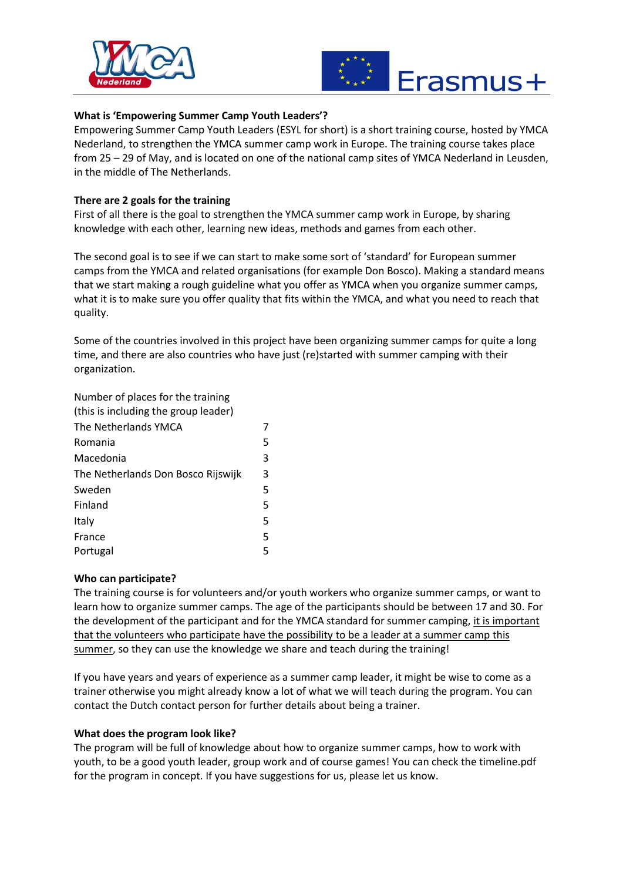**What is 'Empowering Summer Camp Youth Leaders'?**

Empowering Summer Camp Youth Leaders (ESYL for short) is a short training course, hosted by YMCA Nederland, to strengthen the YMCA summer camp work in Europe. The training course takes place from 25 – 29 of May, and is located on one of the national camp sites of YMCA Nederland in Leusden, in the middle of The Netherlands.

**There are 2 goals for the training**

First of all there is the goal to strengthen the YMCA summer camp work in Europe, by sharing knowledge with each other, learning new ideas, methods and games from each other.

The second goal is to see if we can start to make some sort of 'standard' for European summer camps from the YMCA and related organisations (for example Don Bosco). Making a standard means that we start making a rough guideline what you offer as YMCA when you organize summer camps, what it is to make sure you offer quality that fits within the YMCA, and what you need to reach that quality.

Some of the countries involved in this project have been organizing summer camps for quite a long time, and there are also countries who have just (re)started with summer camping with their organization.

| Number of places for the training (this is including the group leader) | |
|---|---|
| The Netherlands YMCA | 7 |
| Romania | 5 |
| Macedonia | 3 |
| The Netherlands Don Bosco Rijswijk | 3 |
| Sweden | 5 |
| Finland | 5 |
| Italy | 5 |
| France | 5 |
| Portugal | 5 |

**Who can participate?**

The training course is for volunteers and/or youth workers who organize summer camps, or want to learn how to organize summer camps. The age of the participants should be between 17 and 30. For the development of the participant and for the YMCA standard for summer camping, it is important that the volunteers who participate have the possibility to be a leader at a summer camp this summer, so they can use the knowledge we share and teach during the training!

If you have years and years of experience as a summer camp leader, it might be wise to come as a trainer otherwise you might already know a lot of what we will teach during the program. You can contact the Dutch contact person for further details about being a trainer.

**What does the program look like?**

The program will be full of knowledge about how to organize summer camps, how to work with youth, to be a good youth leader, group work and of course games! You can check the timeline.pdf for the program in concept. If you have suggestions for us, please let us know.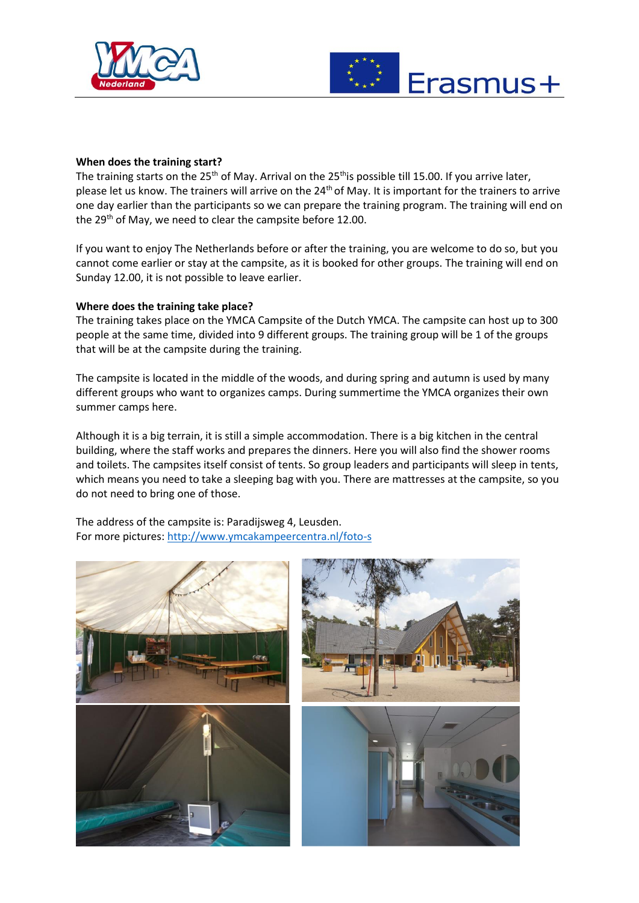**When does the training start?**

The training starts on the 25th of May. Arrival on the 25th is possible till 15.00. If you arrive later, please let us know. The trainers will arrive on the 24th of May. It is important for the trainers to arrive one day earlier than the participants so we can prepare the training program. The training will end on the 29th of May, we need to clear the campsite before 12.00.

If you want to enjoy The Netherlands before or after the training, you are welcome to do so, but you cannot come earlier or stay at the campsite, as it is booked for other groups. The training will end on Sunday 12.00, it is not possible to leave earlier.

**Where does the training take place?**

The training takes place on the YMCA Campsite of the Dutch YMCA. The campsite can host up to 300 people at the same time, divided into 9 different groups. The training group will be 1 of the groups that will be at the campsite during the training.

The campsite is located in the middle of the woods, and during spring and autumn is used by many different groups who want to organizes camps. During summertime the YMCA organizes their own summer camps here.

Although it is a big terrain, it is still a simple accommodation. There is a big kitchen in the central building, where the staff works and prepares the dinners. Here you will also find the shower rooms and toilets. The campsites itself consist of tents. So group leaders and participants will sleep in tents, which means you need to take a sleeping bag with you. There are mattresses at the campsite, so you do not need to bring one of those.

The address of the campsite is: Paradijsweg 4, Leusden.
For more pictures: [http://www.ymcakampeercentra.nl/foto-s](http://www.ymcakampeercentra.nl/foto-s)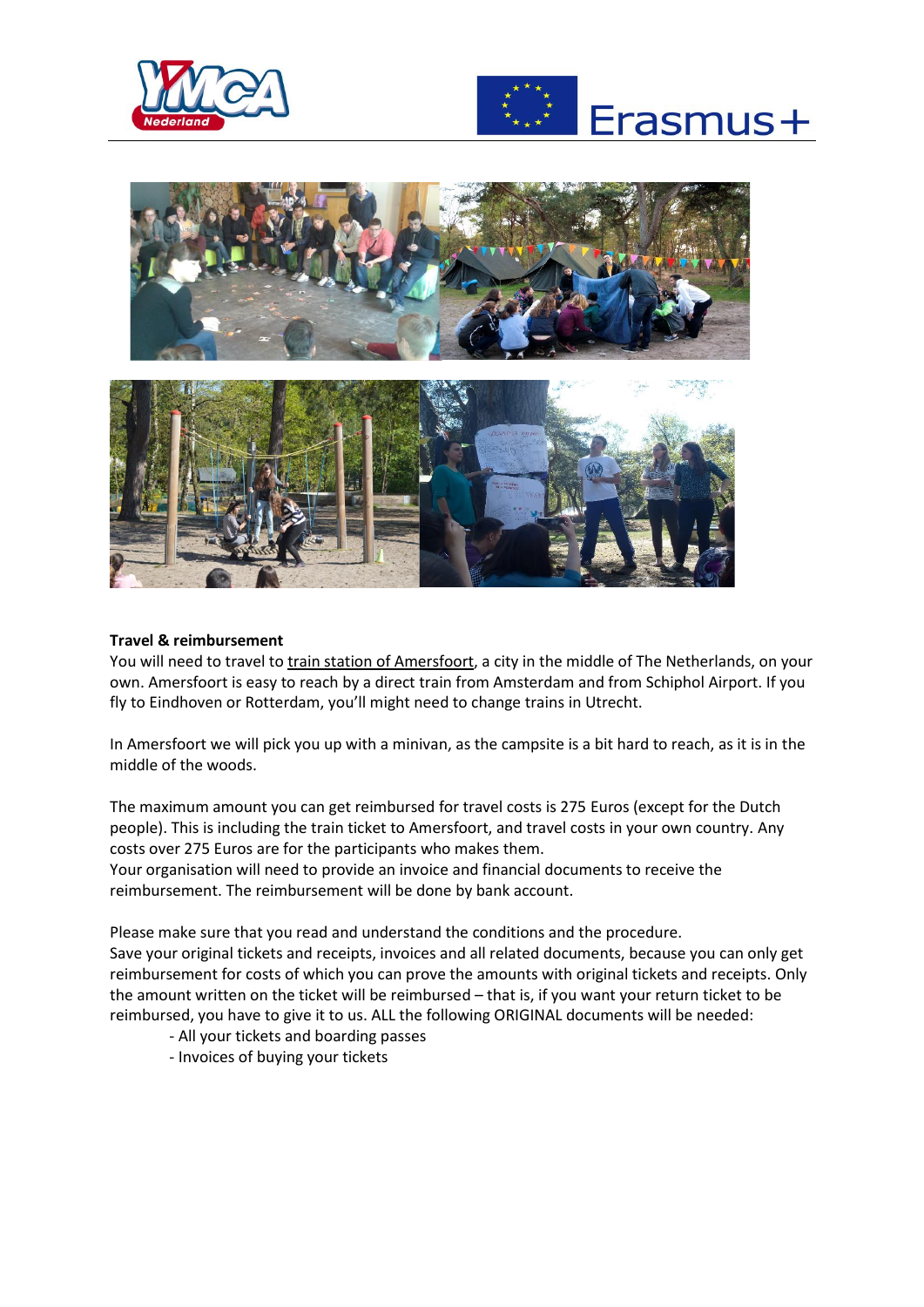**Travel & reimbursement**

You will need to travel to train station of Amersfoort, a city in the middle of The Netherlands, on your own. Amersfoort is easy to reach by a direct train from Amsterdam and from Schiphol Airport. If you fly to Eindhoven or Rotterdam, you'll might need to change trains in Utrecht.

In Amersfoort we will pick you up with a minivan, as the campsite is a bit hard to reach, as it is in the middle of the woods.

The maximum amount you can get reimbursed for travel costs is 275 Euros (except for the Dutch people). This is including the train ticket to Amersfoort, and travel costs in your own country. Any costs over 275 Euros are for the participants who makes them.

Your organisation will need to provide an invoice and financial documents to receive the reimbursement. The reimbursement will be done by bank account.

Please make sure that you read and understand the conditions and the procedure.

Save your original tickets and receipts, invoices and all related documents, because you can only get reimbursement for costs of which you can prove the amounts with original tickets and receipts. Only the amount written on the ticket will be reimbursed – that is, if you want your return ticket to be reimbursed, you have to give it to us. ALL the following ORIGINAL documents will be needed:

- All your tickets and boarding passes
- Invoices of buying your tickets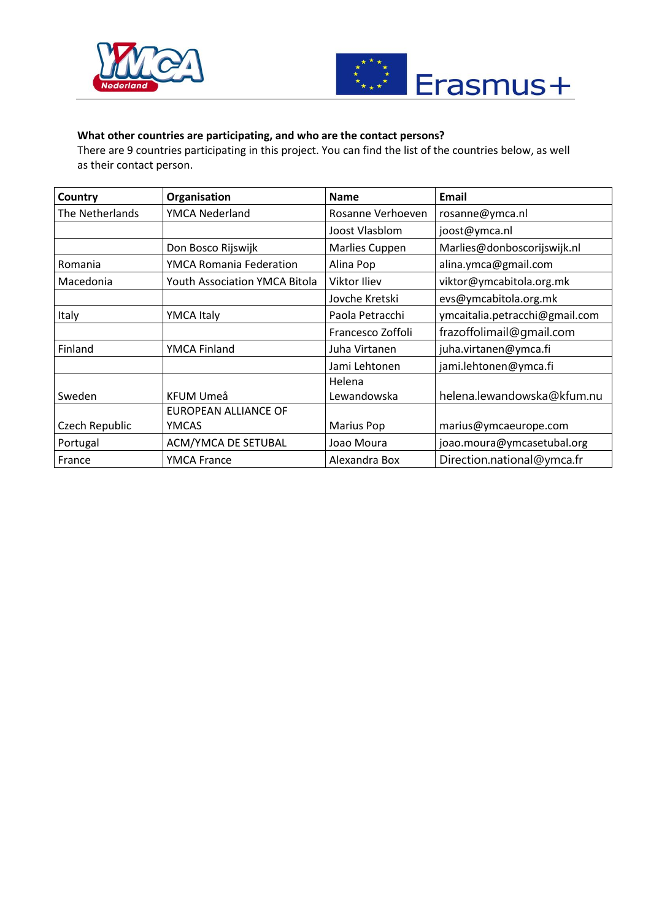**What other countries are participating, and who are the contact persons?**

There are 9 countries participating in this project. You can find the list of the countries below, as well as their contact person.

| Country | Organisation | Name | Email |
|---|---|---|---|
| The Netherlands | YMCA Nederland | Rosanne Verhoeven | rosanne@ymca.nl |
| | | Joost Vlasblom | joost@ymca.nl |
| | Don Bosco Rijswijk | Marlies Cuppen | Marlies@donboscorijswijk.nl |
| Romania | YMCA Romania Federation | Alina Pop | alina.ymca@gmail.com |
| Macedonia | Youth Association YMCA Bitola | Viktor Iliev | viktor@ymcabitola.org.mk |
| | | Jovche Kretski | evs@ymcabitola.org.mk |
| Italy | YMCA Italy | Paola Petracchi | ymcaitalia.petracchi@gmail.com |
| | | Francesco Zoffoli | frazoffolimail@gmail.com |
| Finland | YMCA Finland | Juha Virtanen | juha.virtanen@ymca.fi |
| | | Jami Lehtonen | jami.lehtonen@ymca.fi |
| Sweden | KFUM Umeå | Helena Lewandowska | helena.lewandowska@kfum.nu |
| Czech Republic | EUROPEAN ALLIANCE OF YMCAS | Marius Pop | marius@ymcaeurope.com |
| Portugal | ACM/YMCA DE SETUBAL | Joao Moura | joao.moura@ymcasetubal.org |
| France | YMCA France | Alexandra Box | Direction.national@ymca.fr |